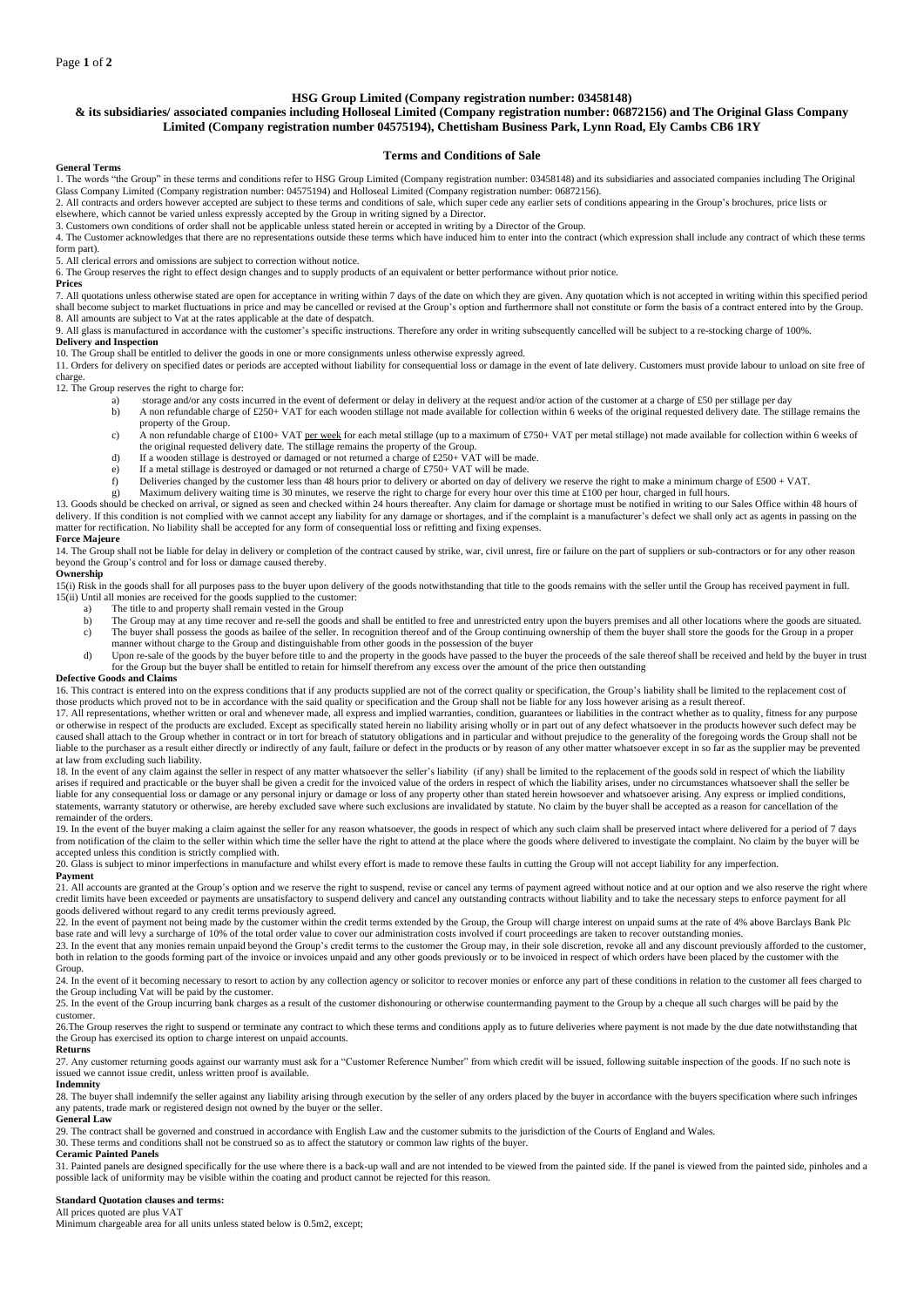# HSG Group Limited (Company registration number: 03458148)

## & its subsidiaries/ associated companies including Holloseal Limited (Company registration number: 06872156) and The Original Glass Company Limited (Company registration number 04575194), Chettisham Business Park, Lynn Road, Ely Cambs CB6 1RY

## Terms and Conditions of Sale

**General Terms**

1. The words "the Group" in these terms and conditions refer to HSG Group Limited (Company registration number: 03458148) and its subsidiaries and associated companies including The Original Glass Company Limited (Company registration number: 04575194) and Holloseal Limited (Company registration number: 06872156).
2. All contracts and orders however accepted are subject to these terms and conditions of sale, which super cede any earlier sets of conditions appearing in the Group's brochures, price lists or elsewhere, which cannot be varied unless expressly accepted by the Group in writing signed by a Director.
3. Customers own conditions of order shall not be applicable unless stated herein or accepted in writing by a Director of the Group.
4. The Customer acknowledges that there are no representations outside these terms which have induced him to enter into the contract (which expression shall include any contract of which these terms form part).
5. All clerical errors and omissions are subject to correction without notice.
6. The Group reserves the right to effect design changes and to supply products of an equivalent or better performance without prior notice.

**Prices**

7. All quotations unless otherwise stated are open for acceptance in writing within 7 days of the date on which they are given. Any quotation which is not accepted in writing within this specified period shall become subject to market fluctuations in price and may be cancelled or revised at the Group's option and furthermore shall not constitute or form the basis of a contract entered into by the Group.
8. All amounts are subject to Vat at the rates applicable at the date of despatch.
9. All glass is manufactured in accordance with the customer's specific instructions. Therefore any order in writing subsequently cancelled will be subject to a re-stocking charge of 100%.

**Delivery and Inspection**

10. The Group shall be entitled to deliver the goods in one or more consignments unless otherwise expressly agreed.
11. Orders for delivery on specified dates or periods are accepted without liability for consequential loss or damage in the event of late delivery. Customers must provide labour to unload on site free of charge.
12. The Group reserves the right to charge for:
    a) storage and/or any costs incurred in the event of deferment or delay in delivery at the request and/or action of the customer at a charge of £50 per stillage per day
    b) A non refundable charge of £250+ VAT for each wooden stillage not made available for collection within 6 weeks of the original requested delivery date. The stillage remains the property of the Group.
    c) A non refundable charge of £100+ VAT per week for each metal stillage (up to a maximum of £750+ VAT per metal stillage) not made available for collection within 6 weeks of the original requested delivery date. The stillage remains the property of the Group.
    d) If a wooden stillage is destroyed or damaged or not returned a charge of £250+ VAT will be made.
    e) If a metal stillage is destroyed or damaged or not returned a charge of £750+ VAT will be made.
    f) Deliveries changed by the customer less than 48 hours prior to delivery or aborted on day of delivery we reserve the right to make a minimum charge of £500 + VAT.
    g) Maximum delivery waiting time is 30 minutes, we reserve the right to charge for every hour over this time at £100 per hour, charged in full hours.
13. Goods should be checked on arrival, or signed as seen and checked within 24 hours thereafter. Any claim for damage or shortage must be notified in writing to our Sales Office within 48 hours of delivery. If this condition is not complied with we cannot accept any liability for any damage or shortages, and if the complaint is a manufacturer's defect we shall only act as agents in passing on the matter for rectification. No liability shall be accepted for any form of consequential loss or refitting and fixing expenses.

**Force Majeure**

14. The Group shall not be liable for delay in delivery or completion of the contract caused by strike, war, civil unrest, fire or failure on the part of suppliers or sub-contractors or for any other reason beyond the Group's control and for loss or damage caused thereby.

**Ownership**

15(i) Risk in the goods shall for all purposes pass to the buyer upon delivery of the goods notwithstanding that title to the goods remains with the seller until the Group has received payment in full.
15(ii) Until all monies are received for the goods supplied to the customer:
    a) The title to and property shall remain vested in the Group
    b) The Group may at any time recover and re-sell the goods and shall be entitled to free and unrestricted entry upon the buyers premises and all other locations where the goods are situated.
    c) The buyer shall possess the goods as bailee of the seller. In recognition thereof and of the Group continuing ownership of them the buyer shall store the goods for the Group in a proper manner without charge to the Group and distinguishable from other goods in the possession of the buyer
    d) Upon re-sale of the goods by the buyer before title to and the property in the goods have passed to the buyer the proceeds of the sale thereof shall be received and held by the buyer in trust for the Group but the buyer shall be entitled to retain for himself therefrom any excess over the amount of the price then outstanding

**Defective Goods and Claims**

16. This contract is entered into on the express conditions that if any products supplied are not of the correct quality or specification, the Group's liability shall be limited to the replacement cost of those products which proved not to be in accordance with the said quality or specification and the Group shall not be liable for any loss however arising as a result thereof.
17. All representations, whether written or oral and whenever made, all express and implied warranties, conditions, guarantees or liabilities in the contract whether as to quality, fitness for any purpose or otherwise in respect of the products are excluded. Except as specifically stated herein no liability arising wholly or in part out of any defect whatsoever in the products however such defect may be caused shall attach to the Group whether in contract or in tort for breach of statutory obligations and in particular and without prejudice to the generality of the foregoing words the Group shall not be liable to the purchaser as a result either directly or indirectly of any fault, failure or defect in the products or by reason of any other matter whatsoever except in so far as the supplier may be prevented at law from excluding such liability.
18. In the event of any claim against the seller in respect of any matter whatsoever the seller's liability (if any) shall be limited to the replacement of the goods sold in respect of which the liability arises if required and practicable or the buyer shall be given a credit for the invoiced value of the orders in respect of which the liability arises, under no circumstances whatsoever shall the seller be liable for any consequential loss or damage or any personal injury or damage or loss of any property other than stated herein howsoever and whatsoever arising. Any express or implied conditions, statements, warranty statutory or otherwise, are hereby excluded save where such exclusions are invalidated by statute. No claim by the buyer shall be accepted as a reason for cancellation of the remainder of the orders.
19. In the event of the buyer making a claim against the seller for any reason whatsoever, the goods in respect of which any such claim shall be preserved intact where delivered for a period of 7 days from notification of the claim to the seller within which time the seller have the right to attend at the place where the goods where delivered to investigate the complaint. No claim by the buyer will be accepted unless this condition is strictly complied with.
20. Glass is subject to minor imperfections in manufacture and whilst every effort is made to remove these faults in cutting the Group will not accept liability for any imperfection.

**Payment**

21. All accounts are granted at the Group's option and we reserve the right to suspend, revise or cancel any terms of payment agreed without notice and at our option and we also reserve the right where credit limits have been exceeded or payments are unsatisfactory to suspend delivery and cancel any outstanding contracts without liability and to take the necessary steps to enforce payment for all goods delivered without regard to any credit terms previously agreed.
22. In the event of payment not being made by the customer within the credit terms extended by the Group, the Group will charge interest on unpaid sums at the rate of 4% above Barclays Bank Plc base rate and will levy a surcharge of 10% of the total order value to cover our administration costs involved if court proceedings are taken to recover outstanding monies.
23. In the event that any monies remain unpaid beyond the Group's credit terms to the customer the Group may, in their sole discretion, revoke all and any discount previously afforded to the customer, both in relation to the goods forming part of the invoice or invoices unpaid and any other goods previously or to be invoiced in respect of which orders have been placed by the customer with the Group.
24. In the event of it becoming necessary to resort to action by any collection agency or solicitor to recover monies or enforce any part of these conditions in relation to the customer all fees charged to the Group including Vat will be paid by the customer.
25. In the event of the Group incurring bank charges as a result of the customer dishonouring or otherwise countermanding payment to the Group by a cheque all such charges will be paid by the customer.
26. The Group reserves the right to suspend or terminate any contract to which these terms and conditions apply as to future deliveries where payment is not made by the due date notwithstanding that the Group has exercised its option to charge interest on unpaid accounts.

**Returns**

27. Any customer returning goods against our warranty must ask for a "Customer Reference Number" from which credit will be issued, following suitable inspection of the goods. If no such note is issued we cannot issue credit, unless written proof is available.

**Indemnity**

28. The buyer shall indemnify the seller against any liability arising through execution by the seller of any orders placed by the buyer in accordance with the buyers specification where such infringes any patents, trade mark or registered design not owned by the buyer or the seller.

**General Law**

29. The contract shall be governed and construed in accordance with English Law and the customer submits to the jurisdiction of the Courts of England and Wales.
30. These terms and conditions shall not be construed so as to affect the statutory or common law rights of the buyer.

**Ceramic Painted Panels**

31. Painted panels are designed specifically for the use where there is a back-up wall and are not intended to be viewed from the painted side. If the panel is viewed from the painted side, pinholes and a possible lack of uniformity may be visible within the coating and product cannot be rejected for this reason.

**Standard Quotation clauses and terms:**

All prices quoted are plus VAT

Minimum chargeable area for all units unless stated below is 0.5m2, except;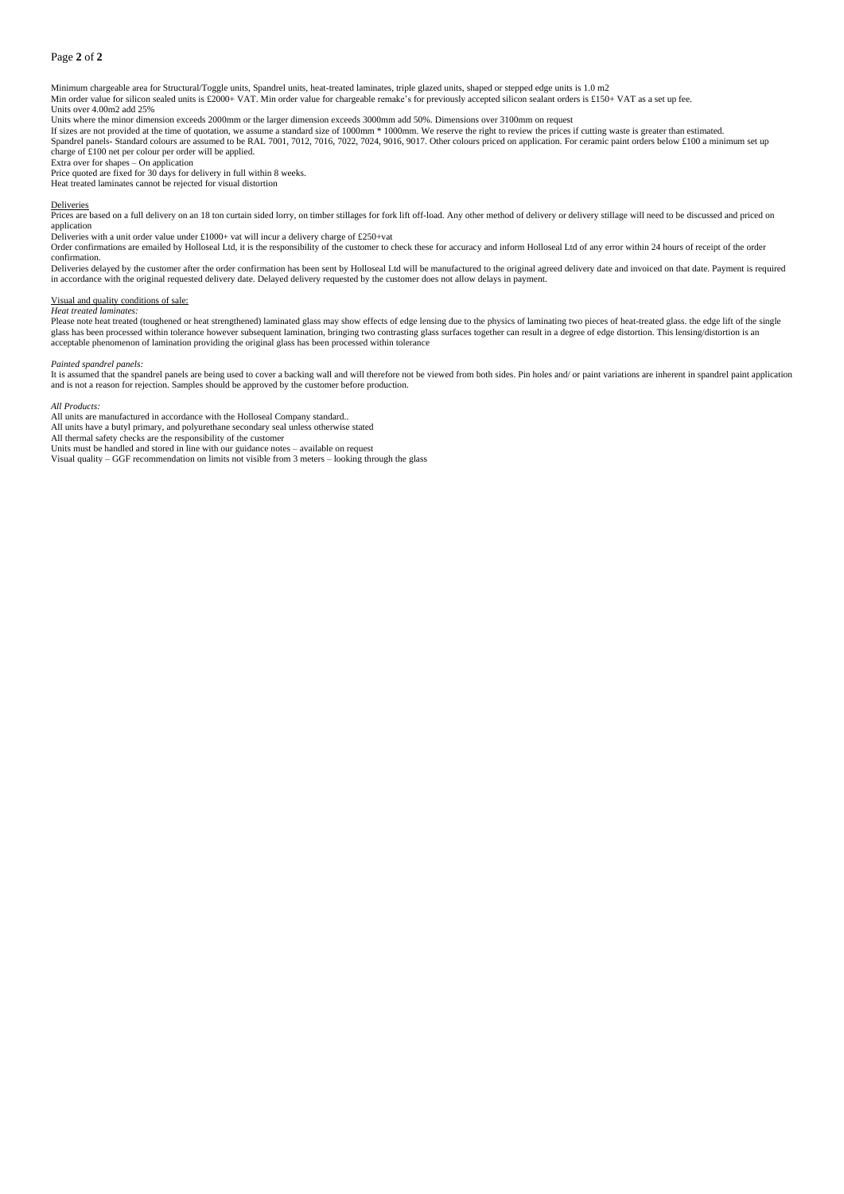Minimum chargeable area for Structural/Toggle units, Spandrel units, heat-treated laminates, triple glazed units, shaped or stepped edge units is 1.0 m2

Min order value for silicon sealed units is £2000+ VAT. Min order value for chargeable remake's for previously accepted silicon sealant orders is £150+ VAT as a set up fee.

Units over 4.00m2 add 25%

Units where the minor dimension exceeds 2000mm or the larger dimension exceeds 3000mm add 50%. Dimensions over 3100mm on request

If sizes are not provided at the time of quotation, we assume a standard size of 1000mm * 1000mm. We reserve the right to review the prices if cutting waste is greater than estimated.

Spandrel panels- Standard colours are assumed to be RAL 7001, 7012, 7016, 7022, 7024, 9016, 9017. Other colours priced on application. For ceramic paint orders below £100 a minimum set up charge of £100 net per colour per order will be applied.

Extra over for shapes – On application

Price quoted are fixed for 30 days for delivery in full within 8 weeks.

Heat treated laminates cannot be rejected for visual distortion

<u>Deliveries</u>

Prices are based on a full delivery on an 18 ton curtain sided lorry, on timber stillages for fork lift off-load. Any other method of delivery or delivery stillage will need to be discussed and priced on application

Deliveries with a unit order value under £1000+ vat will incur a delivery charge of £250+vat

Order confirmations are emailed by Holloseal Ltd, it is the responsibility of the customer to check these for accuracy and inform Holloseal Ltd of any error within 24 hours of receipt of the order confirmation.

Deliveries delayed by the customer after the order confirmation has been sent by Holloseal Ltd will be manufactured to the original agreed delivery date and invoiced on that date. Payment is required in accordance with the original requested delivery date. Delayed delivery requested by the customer does not allow delays in payment.

<u>Visual and quality conditions of sale:</u>

*Heat treated laminates:*

Please note heat treated (toughened or heat strengthened) laminated glass may show effects of edge lensing due to the physics of laminating two pieces of heat-treated glass. the edge lift of the single glass has been processed within tolerance however subsequent lamination, bringing two contrasting glass surfaces together can result in a degree of edge distortion. This lensing/distortion is an acceptable phenomenon of lamination providing the original glass has been processed within tolerance

*Painted spandrel panels:*

It is assumed that the spandrel panels are being used to cover a backing wall and will therefore not be viewed from both sides. Pin holes and/ or paint variations are inherent in spandrel paint application and is not a reason for rejection. Samples should be approved by the customer before production.

*All Products:*

All units are manufactured in accordance with the Holloseal Company standard..

All units have a butyl primary, and polyurethane secondary seal unless otherwise stated

All thermal safety checks are the responsibility of the customer

Units must be handled and stored in line with our guidance notes – available on request

Visual quality – GGF recommendation on limits not visible from 3 meters – looking through the glass